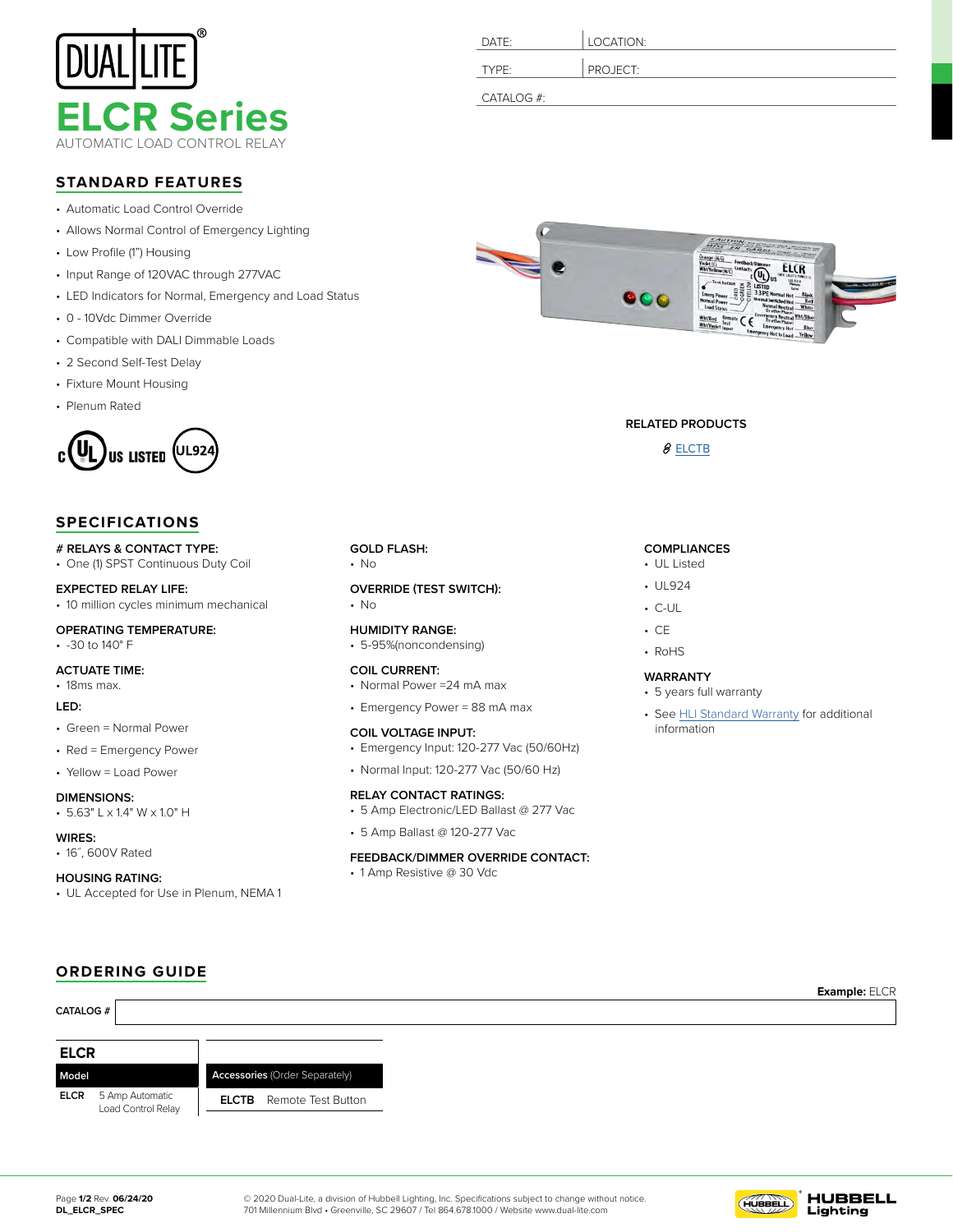DUAL LITE®

# ELCR Series

AUTOMATIC LOAD CONTROL RELAY

| DATE: | LOCATION: |
|---|---|
| TYPE: | PROJECT: |
| CATALOG #: | |

## STANDARD FEATURES

- Automatic Load Control Override
- Allows Normal Control of Emergency Lighting
- Low Profile (1") Housing
- Input Range of 120VAC through 277VAC
- LED Indicators for Normal, Emergency and Load Status
- 0 - 10Vdc Dimmer Override
- Compatible with DALI Dimmable Loads
- 2 Second Self-Test Delay
- Fixture Mount Housing
- Plenum Rated

c UL us LISTED UL924

**RELATED PRODUCTS**

ELCTB

## SPECIFICATIONS

**# RELAYS & CONTACT TYPE:**
- One (1) SPST Continuous Duty Coil

**EXPECTED RELAY LIFE:**
- 10 million cycles minimum mechanical

**OPERATING TEMPERATURE:**
- -30 to 140° F

**ACTUATE TIME:**
- 18ms max.

**LED:**
- Green = Normal Power
- Red = Emergency Power
- Yellow = Load Power

**DIMENSIONS:**
- 5.63" L x 1.4" W x 1.0" H

**WIRES:**
- 16", 600V Rated

**HOUSING RATING:**
- UL Accepted for Use in Plenum, NEMA 1

**GOLD FLASH:**
- No

**OVERRIDE (TEST SWITCH):**
- No

**HUMIDITY RANGE:**
- 5-95%(noncondensing)

**COIL CURRENT:**
- Normal Power =24 mA max
- Emergency Power = 88 mA max

**COIL VOLTAGE INPUT:**
- Emergency Input: 120-277 Vac (50/60Hz)
- Normal Input: 120-277 Vac (50/60 Hz)

**RELAY CONTACT RATINGS:**
- 5 Amp Electronic/LED Ballast @ 277 Vac
- 5 Amp Ballast @ 120-277 Vac

**FEEDBACK/DIMMER OVERRIDE CONTACT:**
- 1 Amp Resistive @ 30 Vdc

**COMPLIANCES**
- UL Listed
- UL924
- C-UL
- CE
- RoHS

**WARRANTY**
- 5 years full warranty
- See HLI Standard Warranty for additional information

## ORDERING GUIDE

**Example:** ELCR

CATALOG #

**ELCR**

| Model | | Accessories (Order Separately) | |
|---|---|---|---|
| ELCR | 5 Amp Automatic Load Control Relay | ELCTB | Remote Test Button |

Page 1/2 Rev. 06/24/20
DL_ELCR_SPEC

© 2020 Dual-Lite, a division of Hubbell Lighting, Inc. Specifications subject to change without notice.
701 Millennium Blvd • Greenville, SC 29607 / Tel 864.678.1000 / Website www.dual-lite.com

HUBBELL Lighting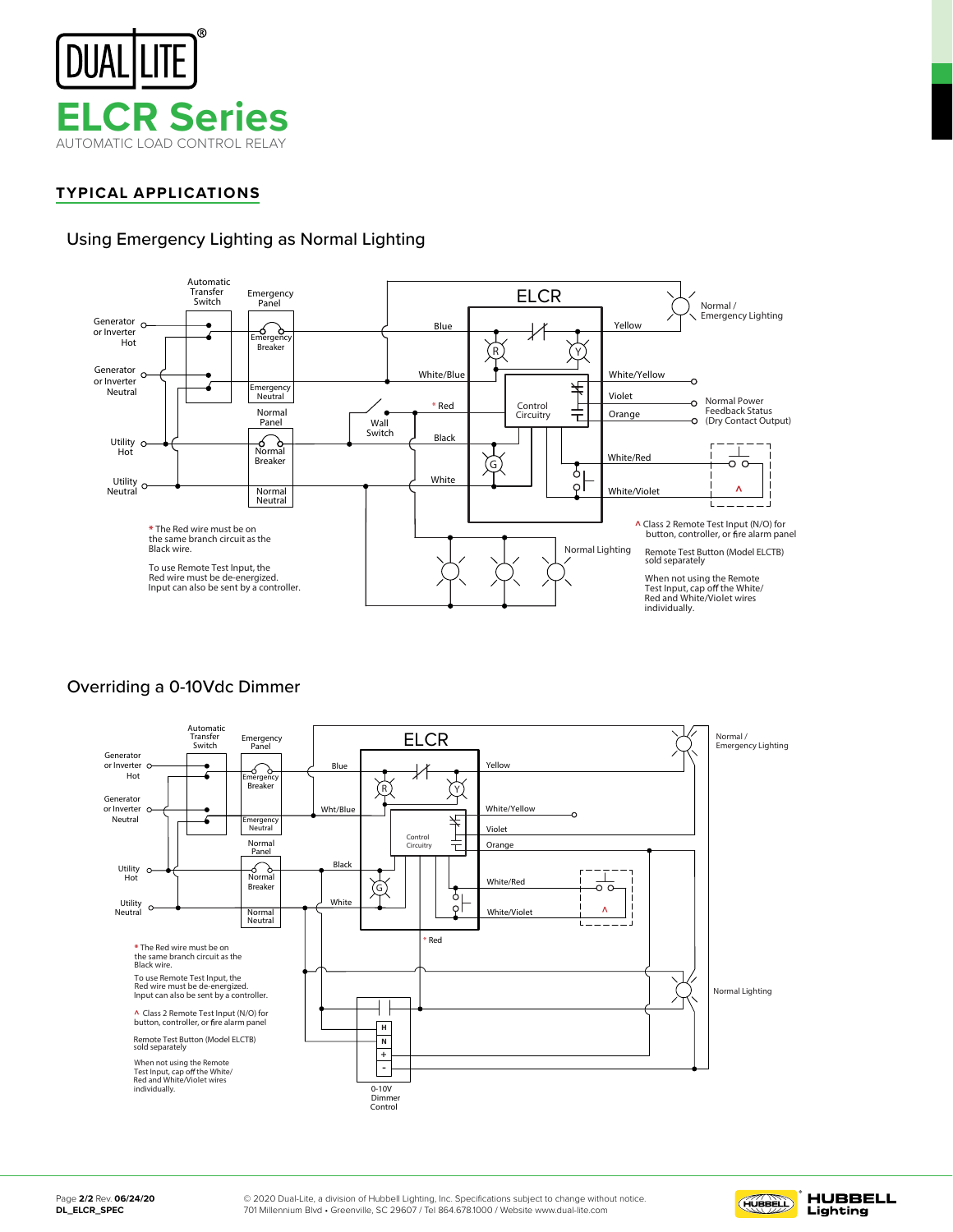DUAL LITE®

# ELCR Series

AUTOMATIC LOAD CONTROL RELAY

## TYPICAL APPLICATIONS

### Using Emergency Lighting as Normal Lighting

Automatic Transfer Switch

Emergency Panel

Generator or Inverter Hot

Generator or Inverter Neutral

Emergency Breaker

Emergency Neutral

Normal Panel

Utility Hot

Normal Breaker

Utility Neutral

Normal Neutral

Wall Switch

ELCR

Blue

White/Blue

* Red

Black

White

Yellow

White/Yellow

Violet

Orange

White/Red

White/Violet

Control Circuitry

R

Y

G

Normal / Emergency Lighting

Normal Power Feedback Status (Dry Contact Output)

Normal Lighting

* The Red wire must be on the same branch circuit as the Black wire.

To use Remote Test Input, the Red wire must be de-energized. Input can also be sent by a controller.

^ Class 2 Remote Test Input (N/O) for button, controller, or fire alarm panel

Remote Test Button (Model ELCTB) sold separately

When not using the Remote Test Input, cap off the White/Red and White/Violet wires individually.

### Overriding a 0-10Vdc Dimmer

Automatic Transfer Switch

Emergency Panel

Generator or Inverter Hot

Generator or Inverter Neutral

Emergency Breaker

Emergency Neutral

Normal Panel

Utility Hot

Normal Breaker

Utility Neutral

Normal Neutral

ELCR

Blue

Wht/Blue

Black

White

* Red

Yellow

White/Yellow

Violet

Orange

White/Red

White/Violet

Control Circuitry

R

Y

G

Normal / Emergency Lighting

Normal Lighting

H

N

+

-

0-10V Dimmer Control

* The Red wire must be on the same branch circuit as the Black wire.

To use Remote Test Input, the Red wire must be de-energized. Input can also be sent by a controller.

^ Class 2 Remote Test Input (N/O) for button, controller, or fire alarm panel

Remote Test Button (Model ELCTB) sold separately

When not using the Remote Test Input, cap off the White/Red and White/Violet wires individually.

Page **2/2** Rev. **06/24/20**
**DL_ELCR_SPEC**

© 2020 Dual-Lite, a division of Hubbell Lighting, Inc. Specifications subject to change without notice.
701 Millennium Blvd • Greenville, SC 29607 / Tel 864.678.1000 / Website www.dual-lite.com

HUBBELL Lighting